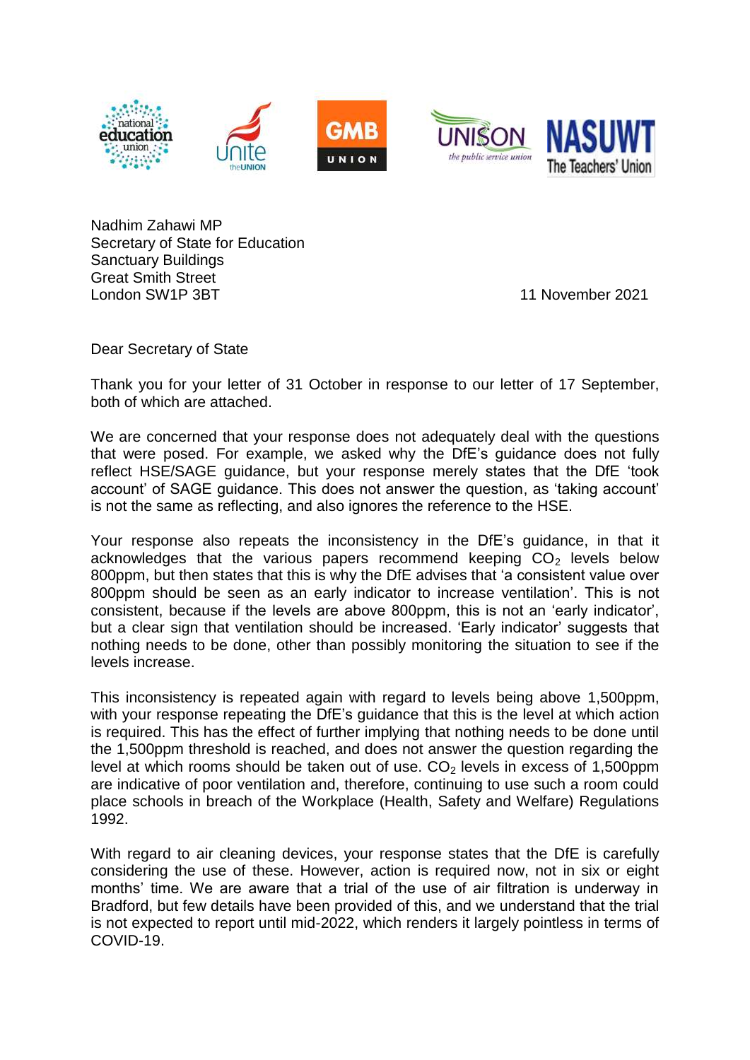Nadhim Zahawi MP
Secretary of State for Education
Sanctuary Buildings
Great Smith Street
London SW1P 3BT

11 November 2021

Dear Secretary of State

Thank you for your letter of 31 October in response to our letter of 17 September, both of which are attached.

We are concerned that your response does not adequately deal with the questions that were posed. For example, we asked why the DfE's guidance does not fully reflect HSE/SAGE guidance, but your response merely states that the DfE 'took account' of SAGE guidance. This does not answer the question, as 'taking account' is not the same as reflecting, and also ignores the reference to the HSE.

Your response also repeats the inconsistency in the DfE's guidance, in that it acknowledges that the various papers recommend keeping $CO_2$ levels below 800ppm, but then states that this is why the DfE advises that 'a consistent value over 800ppm should be seen as an early indicator to increase ventilation'. This is not consistent, because if the levels are above 800ppm, this is not an 'early indicator', but a clear sign that ventilation should be increased. 'Early indicator' suggests that nothing needs to be done, other than possibly monitoring the situation to see if the levels increase.

This inconsistency is repeated again with regard to levels being above 1,500ppm, with your response repeating the DfE's guidance that this is the level at which action is required. This has the effect of further implying that nothing needs to be done until the 1,500ppm threshold is reached, and does not answer the question regarding the level at which rooms should be taken out of use. $CO_2$ levels in excess of 1,500ppm are indicative of poor ventilation and, therefore, continuing to use such a room could place schools in breach of the Workplace (Health, Safety and Welfare) Regulations 1992.

With regard to air cleaning devices, your response states that the DfE is carefully considering the use of these. However, action is required now, not in six or eight months' time. We are aware that a trial of the use of air filtration is underway in Bradford, but few details have been provided of this, and we understand that the trial is not expected to report until mid-2022, which renders it largely pointless in terms of COVID-19.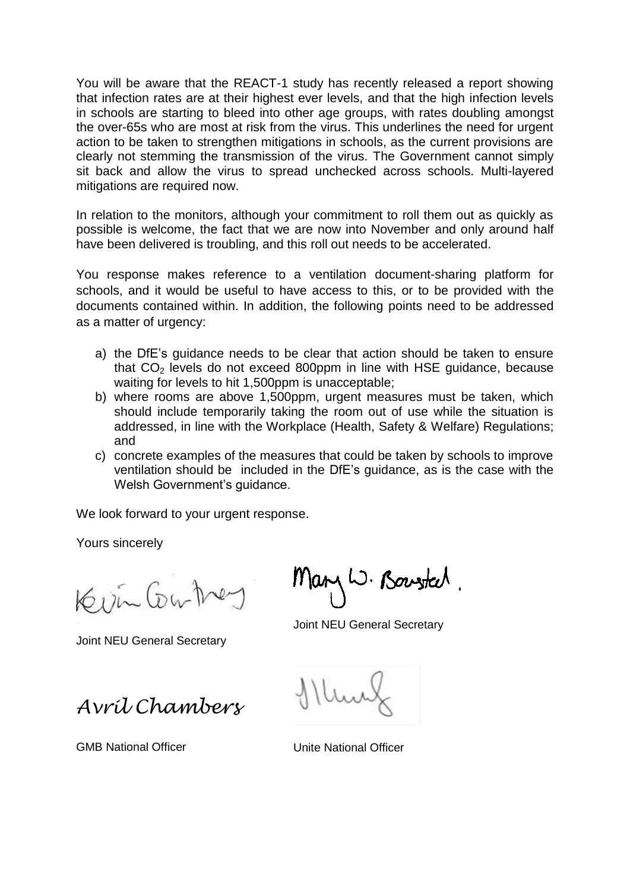You will be aware that the REACT-1 study has recently released a report showing that infection rates are at their highest ever levels, and that the high infection levels in schools are starting to bleed into other age groups, with rates doubling amongst the over-65s who are most at risk from the virus. This underlines the need for urgent action to be taken to strengthen mitigations in schools, as the current provisions are clearly not stemming the transmission of the virus. The Government cannot simply sit back and allow the virus to spread unchecked across schools. Multi-layered mitigations are required now.

In relation to the monitors, although your commitment to roll them out as quickly as possible is welcome, the fact that we are now into November and only around half have been delivered is troubling, and this roll out needs to be accelerated.

You response makes reference to a ventilation document-sharing platform for schools, and it would be useful to have access to this, or to be provided with the documents contained within. In addition, the following points need to be addressed as a matter of urgency:

a) the DfE's guidance needs to be clear that action should be taken to ensure that $CO_2$ levels do not exceed 800ppm in line with HSE guidance, because waiting for levels to hit 1,500ppm is unacceptable;
b) where rooms are above 1,500ppm, urgent measures must be taken, which should include temporarily taking the room out of use while the situation is addressed, in line with the Workplace (Health, Safety & Welfare) Regulations; and
c) concrete examples of the measures that could be taken by schools to improve ventilation should be included in the DfE's guidance, as is the case with the Welsh Government's guidance.

We look forward to your urgent response.

Yours sincerely

Kevin Courtney

Joint NEU General Secretary

Mary W. Bousted.

Joint NEU General Secretary

*Avril Chambers*

GMB National Officer

Unite National Officer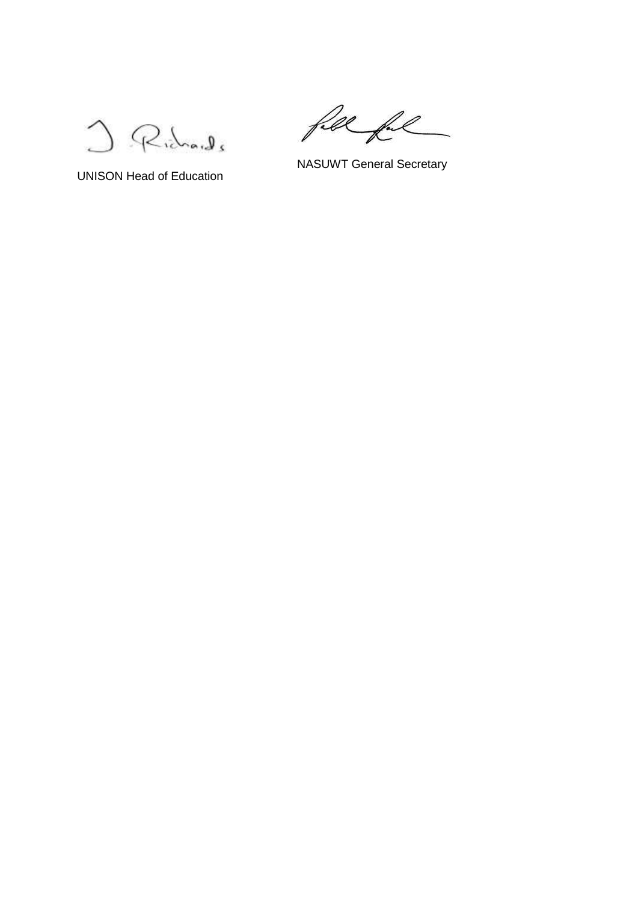J. Richards

UNISON Head of Education

NASUWT General Secretary